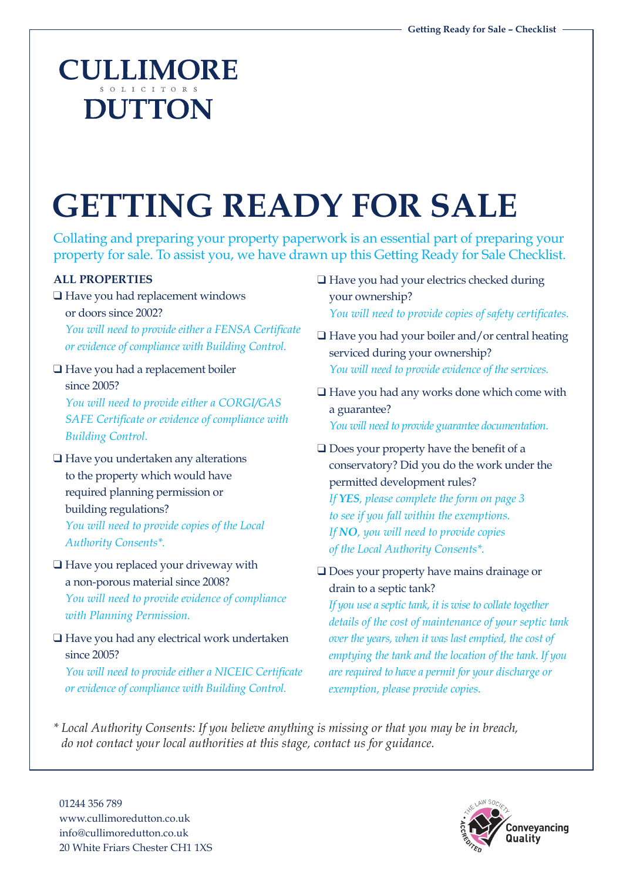CULLIMORE
SOLICITORS
DUTTON

# GETTING READY FOR SALE

Collating and preparing your property paperwork is an essential part of preparing your property for sale. To assist you, we have drawn up this Getting Ready for Sale Checklist.

## ALL PROPERTIES

- ❑ Have you had replacement windows or doors since 2002?
  *You will need to provide either a FENSA Certificate or evidence of compliance with Building Control.*

- ❑ Have you had a replacement boiler since 2005?
  *You will need to provide either a CORGI/GAS SAFE Certificate or evidence of compliance with Building Control.*

- ❑ Have you undertaken any alterations to the property which would have required planning permission or building regulations?
  *You will need to provide copies of the Local Authority Consents*.*

- ❑ Have you replaced your driveway with a non-porous material since 2008?
  *You will need to provide evidence of compliance with Planning Permission.*

- ❑ Have you had any electrical work undertaken since 2005?
  *You will need to provide either a NICEIC Certificate or evidence of compliance with Building Control.*

- ❑ Have you had your electrics checked during your ownership?
  *You will need to provide copies of safety certificates.*

- ❑ Have you had your boiler and/or central heating serviced during your ownership?
  *You will need to provide evidence of the services.*

- ❑ Have you had any works done which come with a guarantee?
  *You will need to provide guarantee documentation.*

- ❑ Does your property have the benefit of a conservatory? Did you do the work under the permitted development rules?
  *If **YES**, please complete the form on page 3 to see if you fall within the exemptions.*
  *If **NO**, you will need to provide copies of the Local Authority Consents*.*

- ❑ Does your property have mains drainage or drain to a septic tank?
  *If you use a septic tank, it is wise to collate together details of the cost of maintenance of your septic tank over the years, when it was last emptied, the cost of emptying the tank and the location of the tank. If you are required to have a permit for your discharge or exemption, please provide copies.*

*\* Local Authority Consents: If you believe anything is missing or that you may be in breach, do not contact your local authorities at this stage, contact us for guidance.*

01244 356 789
www.cullimoredutton.co.uk
info@cullimoredutton.co.uk
20 White Friars Chester CH1 1XS

The Law Society Accredited – Conveyancing Quality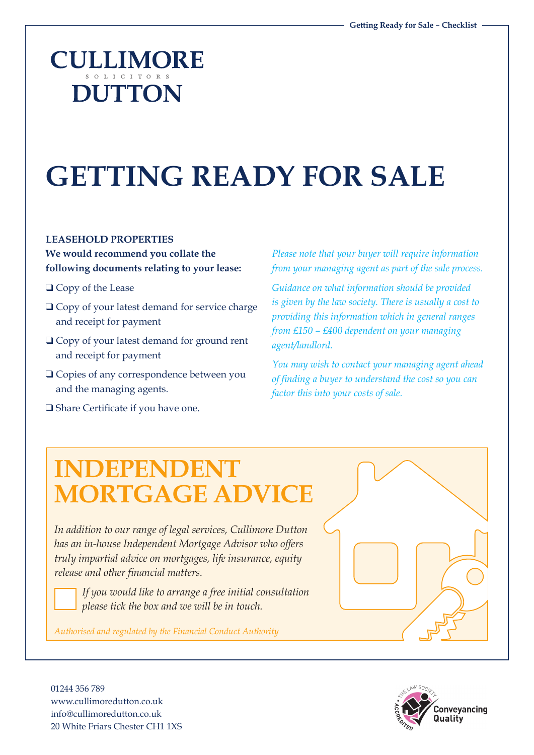CULLIMORE
SOLICITORS
DUTTON

# GETTING READY FOR SALE

**LEASEHOLD PROPERTIES**

**We would recommend you collate the following documents relating to your lease:**

- ❑ Copy of the Lease
- ❑ Copy of your latest demand for service charge and receipt for payment
- ❑ Copy of your latest demand for ground rent and receipt for payment
- ❑ Copies of any correspondence between you and the managing agents.
- ❑ Share Certificate if you have one.

*Please note that your buyer will require information from your managing agent as part of the sale process.*

*Guidance on what information should be provided is given by the law society. There is usually a cost to providing this information which in general ranges from £150 – £400 dependent on your managing agent/landlord.*

*You may wish to contact your managing agent ahead of finding a buyer to understand the cost so you can factor this into your costs of sale.*

## INDEPENDENT MORTGAGE ADVICE

*In addition to our range of legal services, Cullimore Dutton has an in-house Independent Mortgage Advisor who offers truly impartial advice on mortgages, life insurance, equity release and other financial matters.*

☐ *If you would like to arrange a free initial consultation please tick the box and we will be in touch.*

*Authorised and regulated by the Financial Conduct Authority*

01244 356 789
www.cullimoredutton.co.uk
info@cullimoredutton.co.uk
20 White Friars Chester CH1 1XS

The Law Society Accredited Conveyancing Quality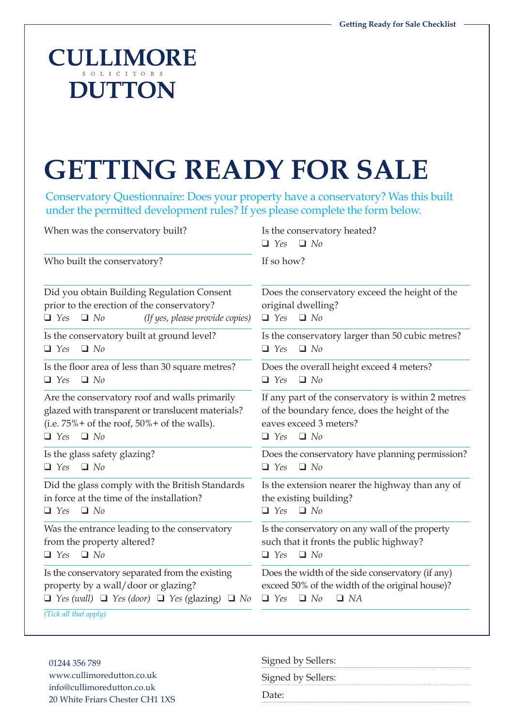# CULLIMORE
SOLICITORS
# DUTTON

# GETTING READY FOR SALE

Conservatory Questionnaire: Does your property have a conservatory? Was this built under the permitted development rules? If yes please complete the form below.

When was the conservatory built?

Who built the conservatory?

Did you obtain Building Regulation Consent prior to the erection of the conservatory?
❑ *Yes* ❑ *No* *(If yes, please provide copies)*

Is the conservatory built at ground level?
❑ *Yes* ❑ *No*

Is the floor area of less than 30 square metres?
❑ *Yes* ❑ *No*

Are the conservatory roof and walls primarily glazed with transparent or translucent materials? (i.e. 75%+ of the roof, 50%+ of the walls).
❑ *Yes* ❑ *No*

Is the glass safety glazing?
❑ *Yes* ❑ *No*

Did the glass comply with the British Standards in force at the time of the installation?
❑ *Yes* ❑ *No*

Was the entrance leading to the conservatory from the property altered?
❑ *Yes* ❑ *No*

Is the conservatory separated from the existing property by a wall/door or glazing?
❑ *Yes (wall)* ❑ *Yes (door)* ❑ *Yes (glazing)* ❑ *No*
*(Tick all that apply)*

Is the conservatory heated?
❑ *Yes* ❑ *No*

If so how?

Does the conservatory exceed the height of the original dwelling?
❑ *Yes* ❑ *No*

Is the conservatory larger than 50 cubic metres?
❑ *Yes* ❑ *No*

Does the overall height exceed 4 meters?
❑ *Yes* ❑ *No*

If any part of the conservatory is within 2 metres of the boundary fence, does the height of the eaves exceed 3 meters?
❑ *Yes* ❑ *No*

Does the conservatory have planning permission?
❑ *Yes* ❑ *No*

Is the extension nearer the highway than any of the existing building?
❑ *Yes* ❑ *No*

Is the conservatory on any wall of the property such that it fronts the public highway?
❑ *Yes* ❑ *No*

Does the width of the side conservatory (if any) exceed 50% of the width of the original house)?
❑ *Yes* ❑ *No* ❑ *NA*

01244 356 789
www.cullimoredutton.co.uk
info@cullimoredutton.co.uk
20 White Friars Chester CH1 1XS

Signed by Sellers:

Signed by Sellers:

Date: